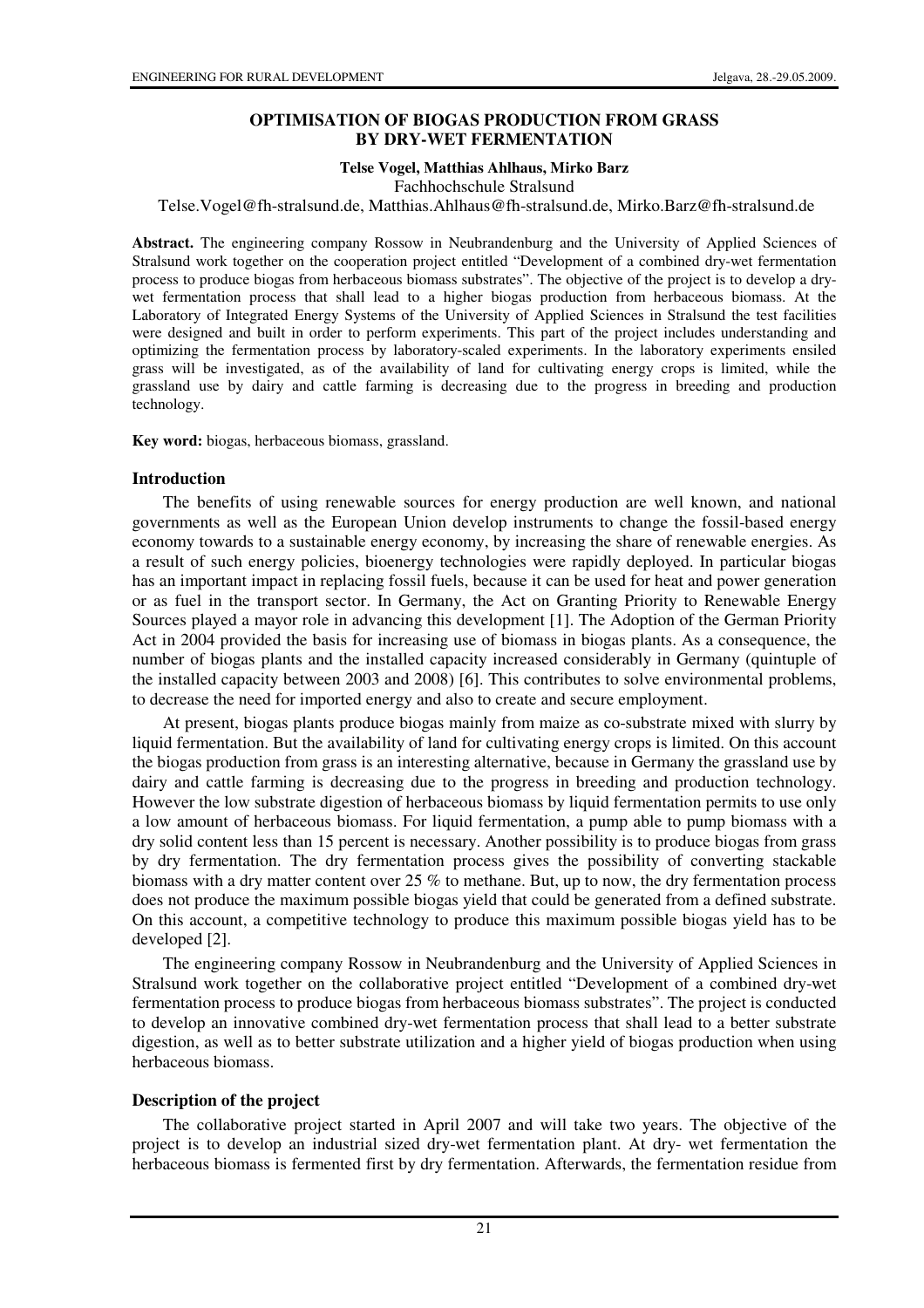# OPTIMISATION OF BIOGAS PRODUCTION FROM GRASS BY DRY-WET FERMENTATION

**Telse Vogel, Matthias Ahlhaus, Mirko Barz**

Fachhochschule Stralsund

Telse.Vogel@fh-stralsund.de, Matthias.Ahlhaus@fh-stralsund.de, Mirko.Barz@fh-stralsund.de

**Abstract.** The engineering company Rossow in Neubrandenburg and the University of Applied Sciences of Stralsund work together on the cooperation project entitled "Development of a combined dry-wet fermentation process to produce biogas from herbaceous biomass substrates". The objective of the project is to develop a dry-wet fermentation process that shall lead to a higher biogas production from herbaceous biomass. At the Laboratory of Integrated Energy Systems of the University of Applied Sciences in Stralsund the test facilities were designed and built in order to perform experiments. This part of the project includes understanding and optimizing the fermentation process by laboratory-scaled experiments. In the laboratory experiments ensiled grass will be investigated, as of the availability of land for cultivating energy crops is limited, while the grassland use by dairy and cattle farming is decreasing due to the progress in breeding and production technology.

**Key word:** biogas, herbaceous biomass, grassland.

## Introduction

The benefits of using renewable sources for energy production are well known, and national governments as well as the European Union develop instruments to change the fossil-based energy economy towards to a sustainable energy economy, by increasing the share of renewable energies. As a result of such energy policies, bioenergy technologies were rapidly deployed. In particular biogas has an important impact in replacing fossil fuels, because it can be used for heat and power generation or as fuel in the transport sector. In Germany, the Act on Granting Priority to Renewable Energy Sources played a mayor role in advancing this development [1]. The Adoption of the German Priority Act in 2004 provided the basis for increasing use of biomass in biogas plants. As a consequence, the number of biogas plants and the installed capacity increased considerably in Germany (quintuple of the installed capacity between 2003 and 2008) [6]. This contributes to solve environmental problems, to decrease the need for imported energy and also to create and secure employment.

At present, biogas plants produce biogas mainly from maize as co-substrate mixed with slurry by liquid fermentation. But the availability of land for cultivating energy crops is limited. On this account the biogas production from grass is an interesting alternative, because in Germany the grassland use by dairy and cattle farming is decreasing due to the progress in breeding and production technology. However the low substrate digestion of herbaceous biomass by liquid fermentation permits to use only a low amount of herbaceous biomass. For liquid fermentation, a pump able to pump biomass with a dry solid content less than 15 percent is necessary. Another possibility is to produce biogas from grass by dry fermentation. The dry fermentation process gives the possibility of converting stackable biomass with a dry matter content over 25 % to methane. But, up to now, the dry fermentation process does not produce the maximum possible biogas yield that could be generated from a defined substrate. On this account, a competitive technology to produce this maximum possible biogas yield has to be developed [2].

The engineering company Rossow in Neubrandenburg and the University of Applied Sciences in Stralsund work together on the collaborative project entitled "Development of a combined dry-wet fermentation process to produce biogas from herbaceous biomass substrates". The project is conducted to develop an innovative combined dry-wet fermentation process that shall lead to a better substrate digestion, as well as to better substrate utilization and a higher yield of biogas production when using herbaceous biomass.

## Description of the project

The collaborative project started in April 2007 and will take two years. The objective of the project is to develop an industrial sized dry-wet fermentation plant. At dry- wet fermentation the herbaceous biomass is fermented first by dry fermentation. Afterwards, the fermentation residue from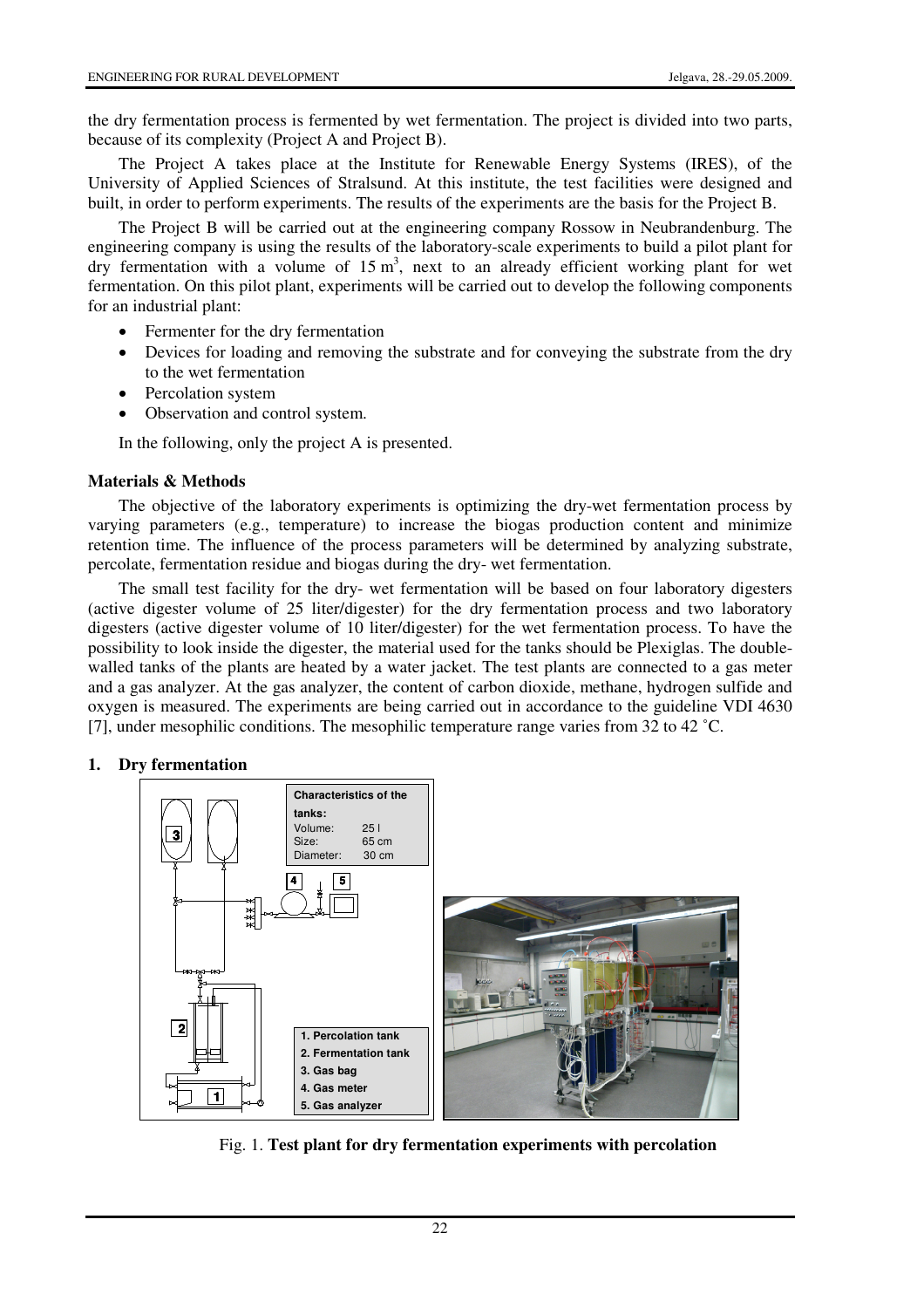the dry fermentation process is fermented by wet fermentation. The project is divided into two parts, because of its complexity (Project A and Project B).

The Project A takes place at the Institute for Renewable Energy Systems (IRES), of the University of Applied Sciences of Stralsund. At this institute, the test facilities were designed and built, in order to perform experiments. The results of the experiments are the basis for the Project B.

The Project B will be carried out at the engineering company Rossow in Neubrandenburg. The engineering company is using the results of the laboratory-scale experiments to build a pilot plant for dry fermentation with a volume of 15 $m^3$, next to an already efficient working plant for wet fermentation. On this pilot plant, experiments will be carried out to develop the following components for an industrial plant:

- Fermenter for the dry fermentation
- Devices for loading and removing the substrate and for conveying the substrate from the dry to the wet fermentation
- Percolation system
- Observation and control system.

In the following, only the project A is presented.

## Materials & Methods

The objective of the laboratory experiments is optimizing the dry-wet fermentation process by varying parameters (e.g., temperature) to increase the biogas production content and minimize retention time. The influence of the process parameters will be determined by analyzing substrate, percolate, fermentation residue and biogas during the dry- wet fermentation.

The small test facility for the dry- wet fermentation will be based on four laboratory digesters (active digester volume of 25 liter/digester) for the dry fermentation process and two laboratory digesters (active digester volume of 10 liter/digester) for the wet fermentation process. To have the possibility to look inside the digester, the material used for the tanks should be Plexiglas. The double-walled tanks of the plants are heated by a water jacket. The test plants are connected to a gas meter and a gas analyzer. At the gas analyzer, the content of carbon dioxide, methane, hydrogen sulfide and oxygen is measured. The experiments are being carried out in accordance to the guideline VDI 4630 [7], under mesophilic conditions. The mesophilic temperature range varies from 32 to 42 °C.

### 1. Dry fermentation

Fig. 1. **Test plant for dry fermentation experiments with percolation**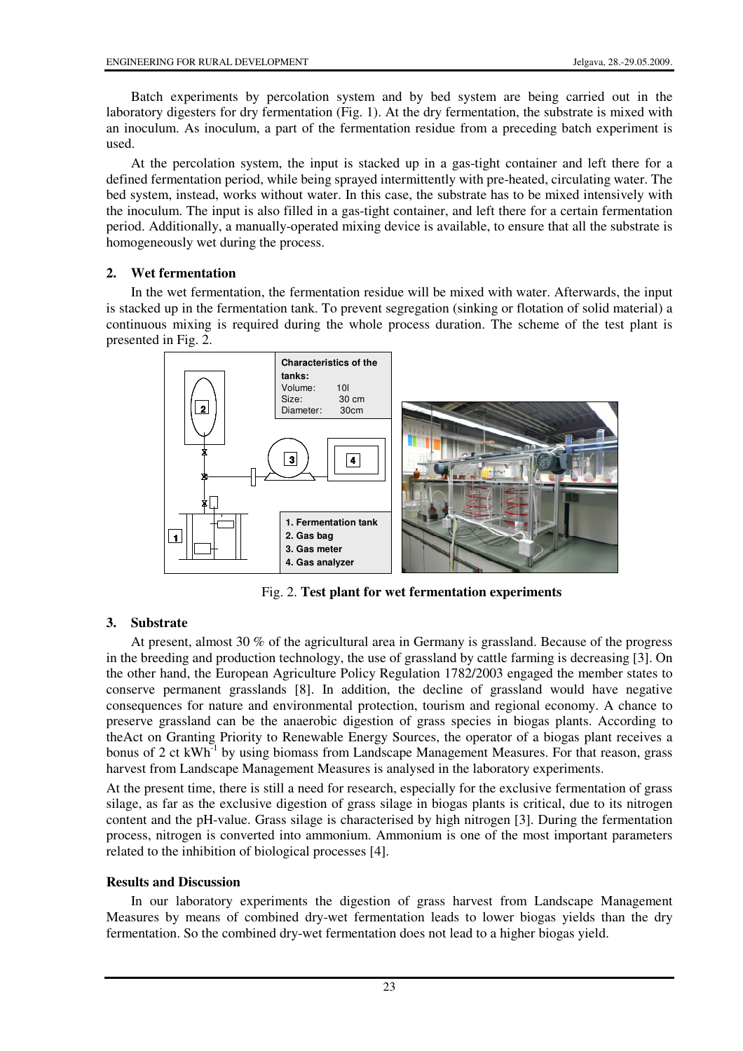Batch experiments by percolation system and by bed system are being carried out in the laboratory digesters for dry fermentation (Fig. 1). At the dry fermentation, the substrate is mixed with an inoculum. As inoculum, a part of the fermentation residue from a preceding batch experiment is used.

At the percolation system, the input is stacked up in a gas-tight container and left there for a defined fermentation period, while being sprayed intermittently with pre-heated, circulating water. The bed system, instead, works without water. In this case, the substrate has to be mixed intensively with the inoculum. The input is also filled in a gas-tight container, and left there for a certain fermentation period. Additionally, a manually-operated mixing device is available, to ensure that all the substrate is homogeneously wet during the process.

### 2. Wet fermentation

In the wet fermentation, the fermentation residue will be mixed with water. Afterwards, the input is stacked up in the fermentation tank. To prevent segregation (sinking or flotation of solid material) a continuous mixing is required during the whole process duration. The scheme of the test plant is presented in Fig. 2.

**Characteristics of the tanks:**
Volume: 10l
Size: 30 cm
Diameter: 30cm

**1. Fermentation tank**
**2. Gas bag**
**3. Gas meter**
**4. Gas analyzer**

Fig. 2. **Test plant for wet fermentation experiments**

### 3. Substrate

At present, almost 30 % of the agricultural area in Germany is grassland. Because of the progress in the breeding and production technology, the use of grassland by cattle farming is decreasing [3]. On the other hand, the European Agriculture Policy Regulation 1782/2003 engaged the member states to conserve permanent grasslands [8]. In addition, the decline of grassland would have negative consequences for nature and environmental protection, tourism and regional economy. A chance to preserve grassland can be the anaerobic digestion of grass species in biogas plants. According to theAct on Granting Priority to Renewable Energy Sources, the operator of a biogas plant receives a bonus of 2 ct $kWh^{-1}$ by using biomass from Landscape Management Measures. For that reason, grass harvest from Landscape Management Measures is analysed in the laboratory experiments.

At the present time, there is still a need for research, especially for the exclusive fermentation of grass silage, as far as the exclusive digestion of grass silage in biogas plants is critical, due to its nitrogen content and the pH-value. Grass silage is characterised by high nitrogen [3]. During the fermentation process, nitrogen is converted into ammonium. Ammonium is one of the most important parameters related to the inhibition of biological processes [4].

### Results and Discussion

In our laboratory experiments the digestion of grass harvest from Landscape Management Measures by means of combined dry-wet fermentation leads to lower biogas yields than the dry fermentation. So the combined dry-wet fermentation does not lead to a higher biogas yield.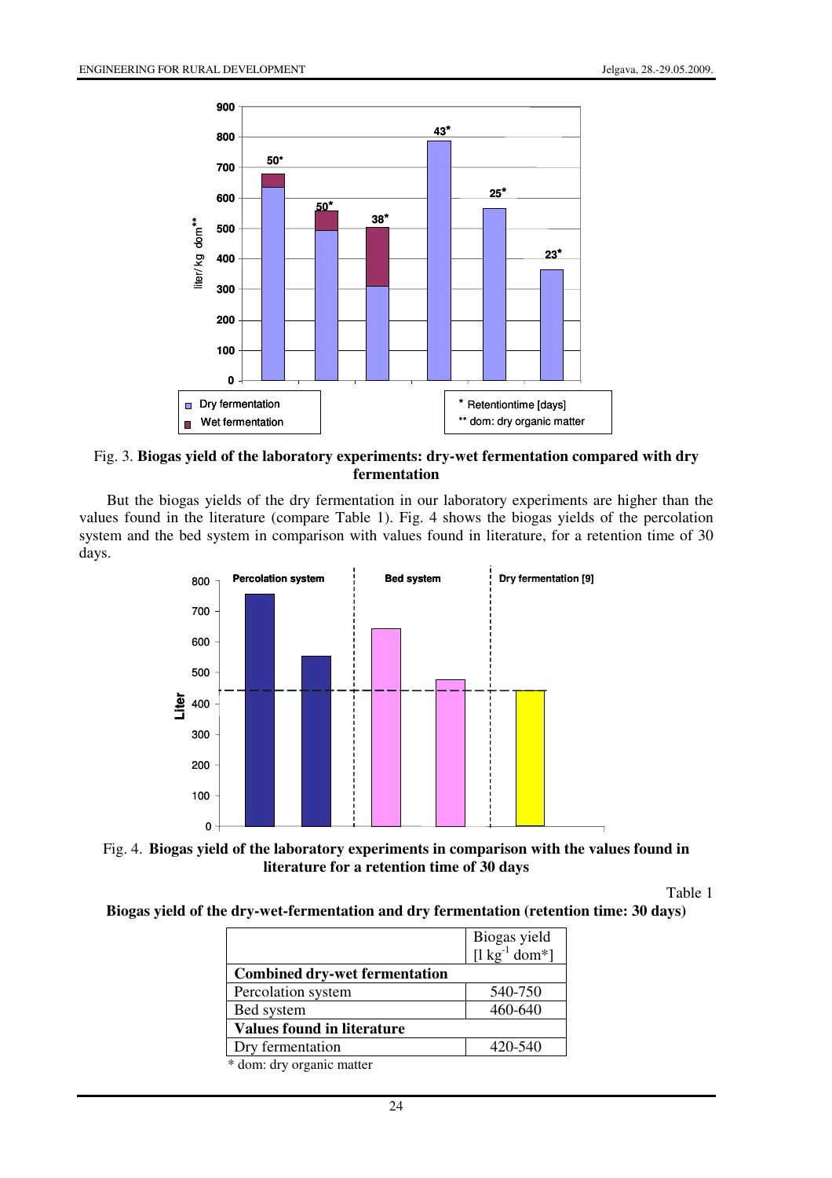Fig. 3. **Biogas yield of the laboratory experiments: dry-wet fermentation compared with dry fermentation**

But the biogas yields of the dry fermentation in our laboratory experiments are higher than the values found in the literature (compare Table 1). Fig. 4 shows the biogas yields of the percolation system and the bed system in comparison with values found in literature, for a retention time of 30 days.

Fig. 4. **Biogas yield of the laboratory experiments in comparison with the values found in literature for a retention time of 30 days**

Table 1

**Biogas yield of the dry-wet-fermentation and dry fermentation (retention time: 30 days)**

| | Biogas yield [l $kg^{-1}$ dom*] |
|---|---|
| **Combined dry-wet fermentation** | |
| Percolation system | 540-750 |
| Bed system | 460-640 |
| **Values found in literature** | |
| Dry fermentation | 420-540 |

\* dom: dry organic matter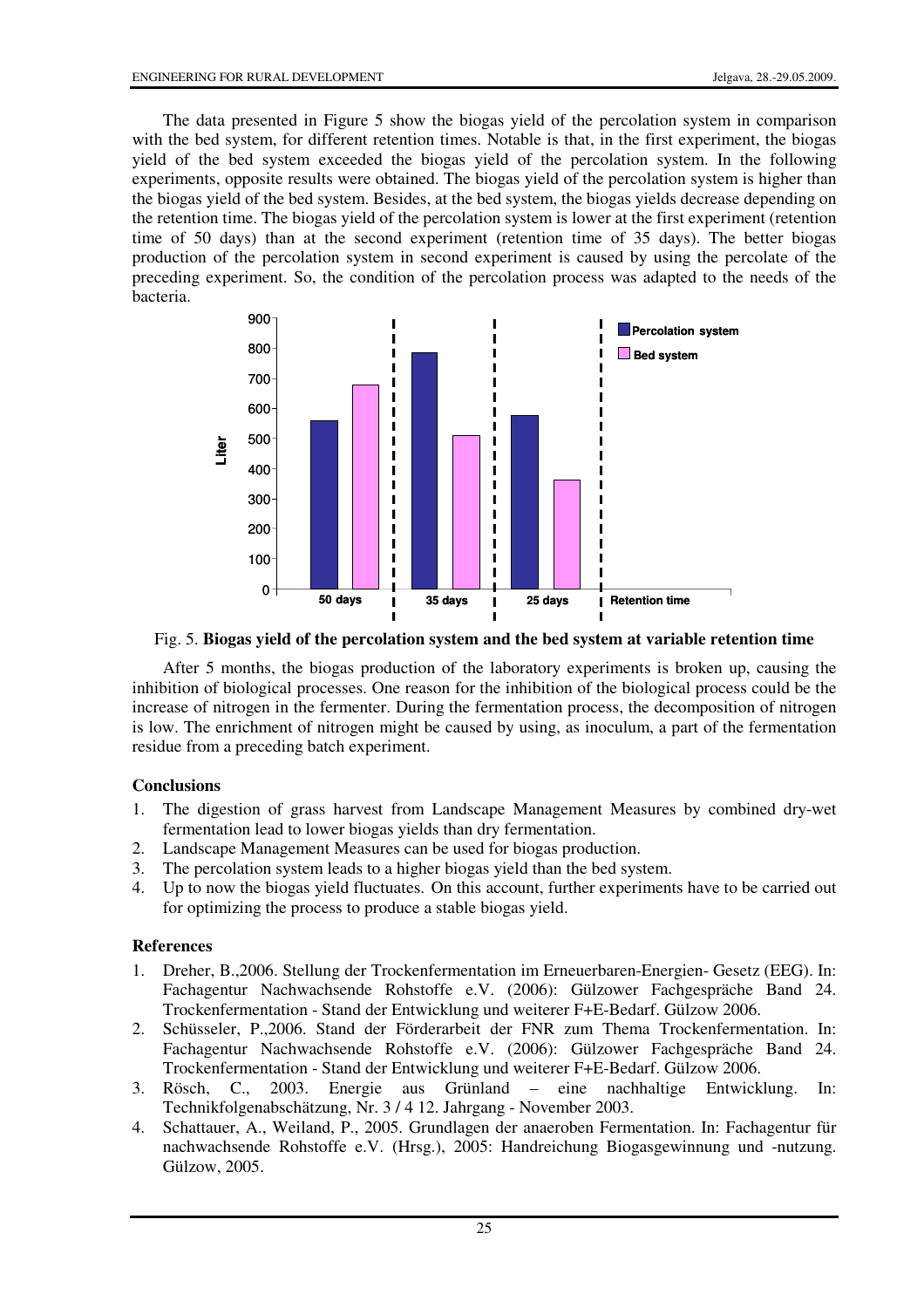The data presented in Figure 5 show the biogas yield of the percolation system in comparison with the bed system, for different retention times. Notable is that, in the first experiment, the biogas yield of the bed system exceeded the biogas yield of the percolation system. In the following experiments, opposite results were obtained. The biogas yield of the percolation system is higher than the biogas yield of the bed system. Besides, at the bed system, the biogas yields decrease depending on the retention time. The biogas yield of the percolation system is lower at the first experiment (retention time of 50 days) than at the second experiment (retention time of 35 days). The better biogas production of the percolation system in second experiment is caused by using the percolate of the preceding experiment. So, the condition of the percolation process was adapted to the needs of the bacteria.

Fig. 5. **Biogas yield of the percolation system and the bed system at variable retention time**

After 5 months, the biogas production of the laboratory experiments is broken up, causing the inhibition of biological processes. One reason for the inhibition of the biological process could be the increase of nitrogen in the fermenter. During the fermentation process, the decomposition of nitrogen is low. The enrichment of nitrogen might be caused by using, as inoculum, a part of the fermentation residue from a preceding batch experiment.

### Conclusions

1. The digestion of grass harvest from Landscape Management Measures by combined dry-wet fermentation lead to lower biogas yields than dry fermentation.
2. Landscape Management Measures can be used for biogas production.
3. The percolation system leads to a higher biogas yield than the bed system.
4. Up to now the biogas yield fluctuates. On this account, further experiments have to be carried out for optimizing the process to produce a stable biogas yield.

### References

1. Dreher, B.,2006. Stellung der Trockenfermentation im Erneuerbaren-Energien- Gesetz (EEG). In: Fachagentur Nachwachsende Rohstoffe e.V. (2006): Gülzower Fachgespräche Band 24. Trockenfermentation - Stand der Entwicklung und weiterer F+E-Bedarf. Gülzow 2006.
2. Schüsseler, P.,2006. Stand der Förderarbeit der FNR zum Thema Trockenfermentation. In: Fachagentur Nachwachsende Rohstoffe e.V. (2006): Gülzower Fachgespräche Band 24. Trockenfermentation - Stand der Entwicklung und weiterer F+E-Bedarf. Gülzow 2006.
3. Rösch, C., 2003. Energie aus Grünland – eine nachhaltige Entwicklung. In: Technikfolgenabschätzung, Nr. 3 / 4 12. Jahrgang - November 2003.
4. Schattauer, A., Weiland, P., 2005. Grundlagen der anaeroben Fermentation. In: Fachagentur für nachwachsende Rohstoffe e.V. (Hrsg.), 2005: Handreichung Biogasgewinnung und -nutzung. Gülzow, 2005.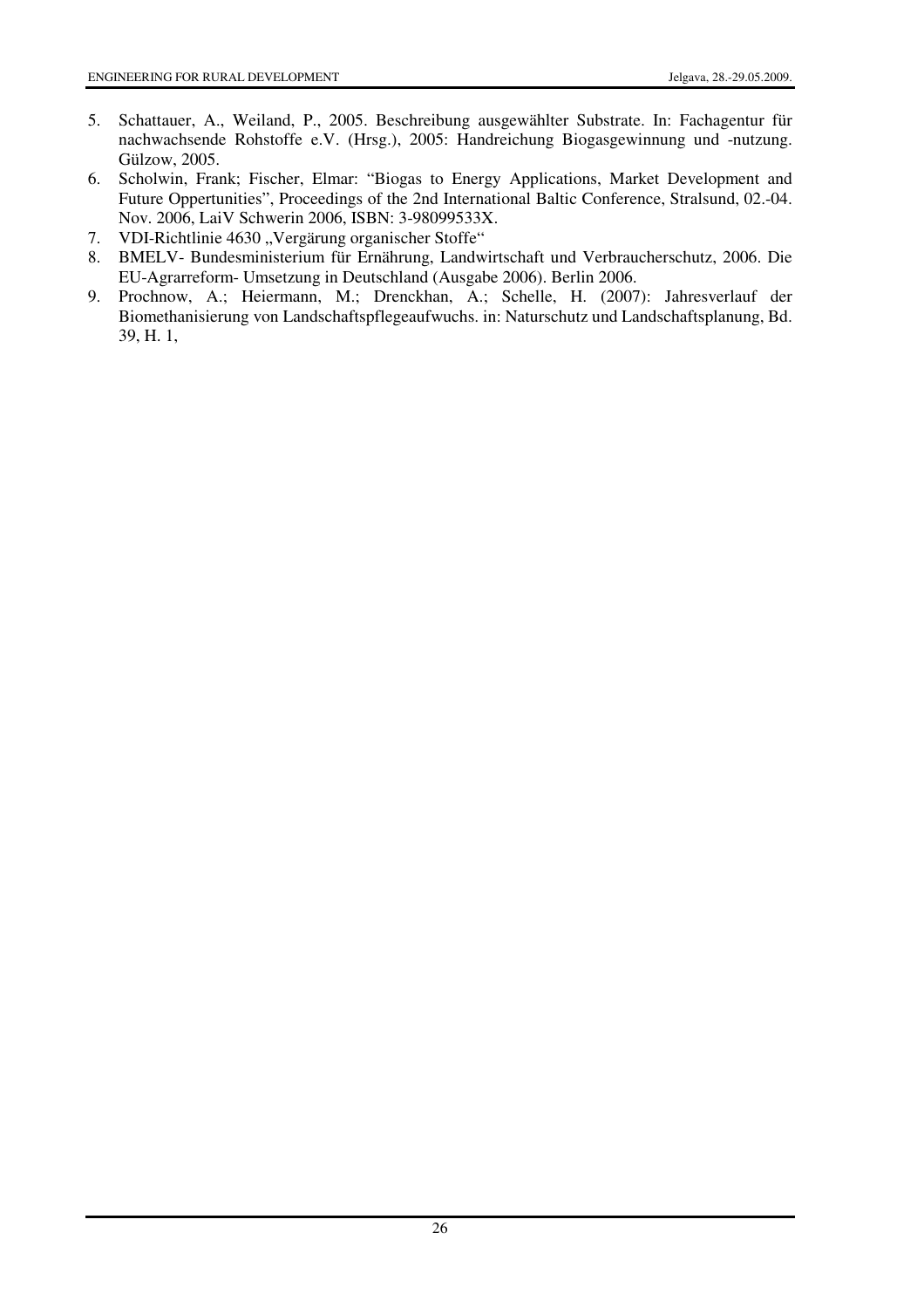5. Schattauer, A., Weiland, P., 2005. Beschreibung ausgewählter Substrate. In: Fachagentur für nachwachsende Rohstoffe e.V. (Hrsg.), 2005: Handreichung Biogasgewinnung und -nutzung. Gülzow, 2005.
6. Scholwin, Frank; Fischer, Elmar: "Biogas to Energy Applications, Market Development and Future Oppertunities", Proceedings of the 2nd International Baltic Conference, Stralsund, 02.-04. Nov. 2006, LaiV Schwerin 2006, ISBN: 3-98099533X.
7. VDI-Richtlinie 4630 „Vergärung organischer Stoffe"
8. BMELV- Bundesministerium für Ernährung, Landwirtschaft und Verbraucherschutz, 2006. Die EU-Agrarreform- Umsetzung in Deutschland (Ausgabe 2006). Berlin 2006.
9. Prochnow, A.; Heiermann, M.; Drenckhan, A.; Schelle, H. (2007): Jahresverlauf der Biomethanisierung von Landschaftspflegeaufwuchs. in: Naturschutz und Landschaftsplanung, Bd. 39, H. 1,